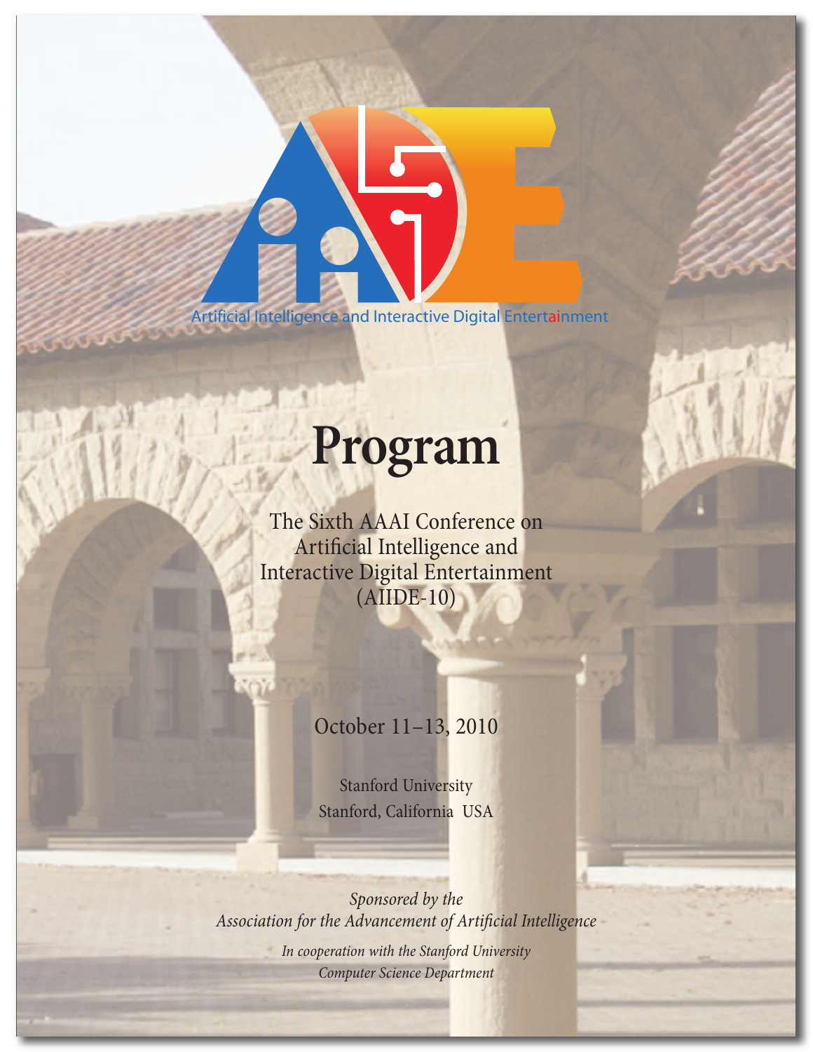Artificial Intelligence and Interactive Digital Entertainment

# Program

The Sixth AAAI Conference on
Artificial Intelligence and
Interactive Digital Entertainment
(AIIDE-10)

October 11–13, 2010

Stanford University
Stanford, California USA

*Sponsored by the*
*Association for the Advancement of Artificial Intelligence*

*In cooperation with the Stanford University*
*Computer Science Department*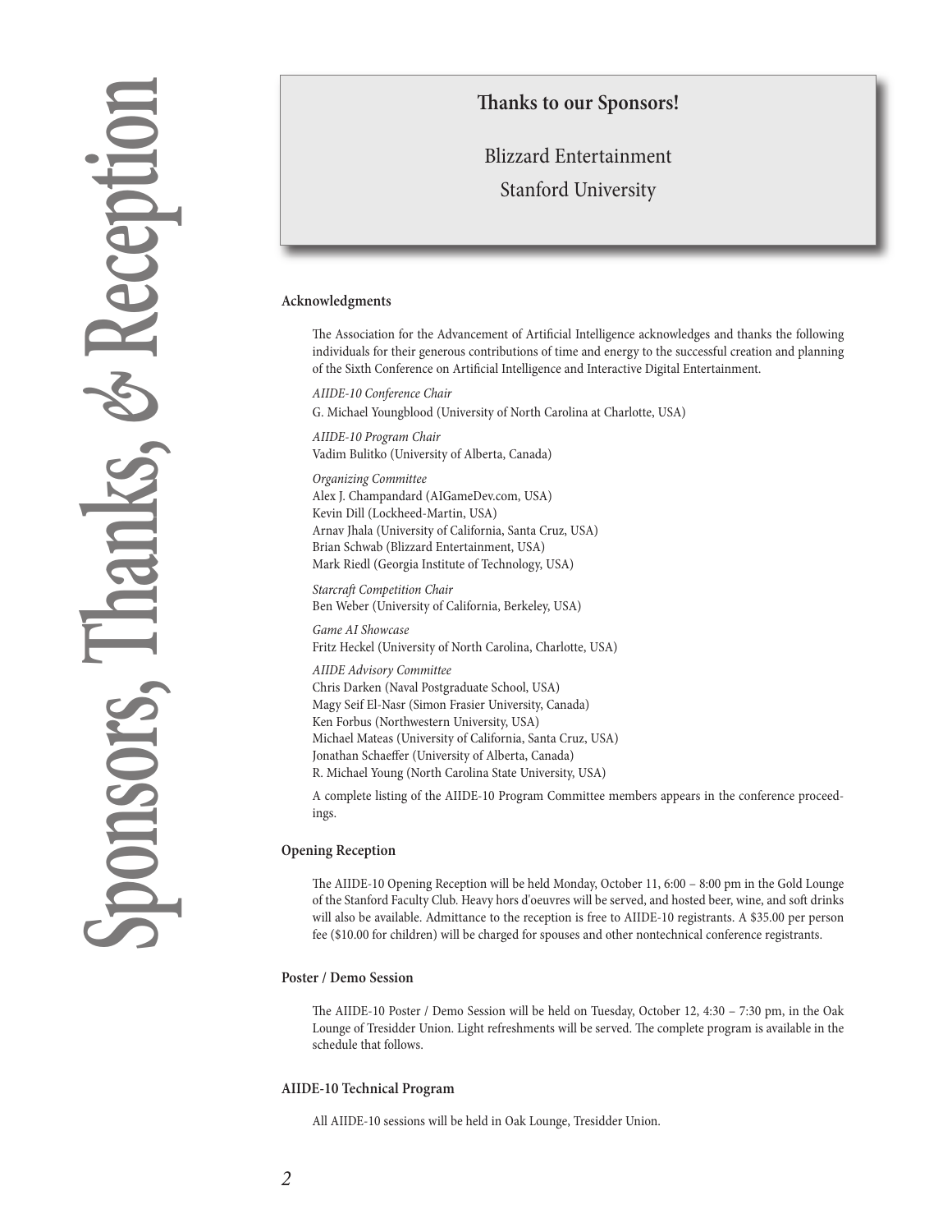# Sponsors, Thanks, & Reception

**Thanks to our Sponsors!**

Blizzard Entertainment

Stanford University

### Acknowledgments

The Association for the Advancement of Artificial Intelligence acknowledges and thanks the following individuals for their generous contributions of time and energy to the successful creation and planning of the Sixth Conference on Artificial Intelligence and Interactive Digital Entertainment.

*AIIDE-10 Conference Chair*
G. Michael Youngblood (University of North Carolina at Charlotte, USA)

*AIIDE-10 Program Chair*
Vadim Bulitko (University of Alberta, Canada)

*Organizing Committee*
Alex J. Champandard (AIGameDev.com, USA)
Kevin Dill (Lockheed-Martin, USA)
Arnav Jhala (University of California, Santa Cruz, USA)
Brian Schwab (Blizzard Entertainment, USA)
Mark Riedl (Georgia Institute of Technology, USA)

*Starcraft Competition Chair*
Ben Weber (University of California, Berkeley, USA)

*Game AI Showcase*
Fritz Heckel (University of North Carolina, Charlotte, USA)

*AIIDE Advisory Committee*
Chris Darken (Naval Postgraduate School, USA)
Magy Seif El-Nasr (Simon Frasier University, Canada)
Ken Forbus (Northwestern University, USA)
Michael Mateas (University of California, Santa Cruz, USA)
Jonathan Schaeffer (University of Alberta, Canada)
R. Michael Young (North Carolina State University, USA)

A complete listing of the AIIDE-10 Program Committee members appears in the conference proceedings.

### Opening Reception

The AIIDE-10 Opening Reception will be held Monday, October 11, 6:00 – 8:00 pm in the Gold Lounge of the Stanford Faculty Club. Heavy hors d'oeuvres will be served, and hosted beer, wine, and soft drinks will also be available. Admittance to the reception is free to AIIDE-10 registrants. A $35.00 per person fee ($10.00 for children) will be charged for spouses and other nontechnical conference registrants.

### Poster / Demo Session

The AIIDE-10 Poster / Demo Session will be held on Tuesday, October 12, 4:30 – 7:30 pm, in the Oak Lounge of Tresidder Union. Light refreshments will be served. The complete program is available in the schedule that follows.

### AIIDE-10 Technical Program

All AIIDE-10 sessions will be held in Oak Lounge, Tresidder Union.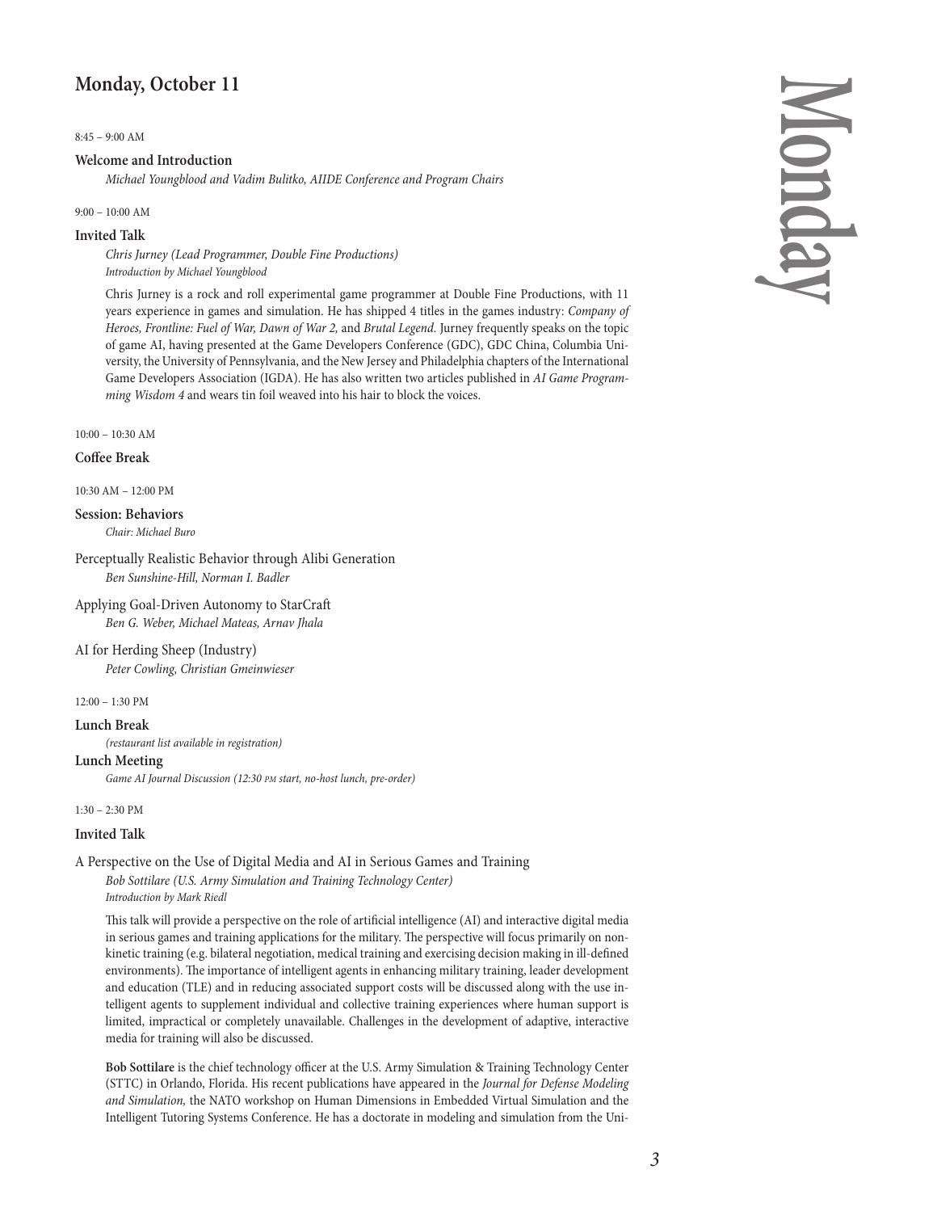## Monday, October 11

8:45 – 9:00 AM

**Welcome and Introduction**

*Michael Youngblood and Vadim Bulitko, AIIDE Conference and Program Chairs*

9:00 – 10:00 AM

**Invited Talk**

*Chris Jurney (Lead Programmer, Double Fine Productions)*
*Introduction by Michael Youngblood*

Chris Jurney is a rock and roll experimental game programmer at Double Fine Productions, with 11 years experience in games and simulation. He has shipped 4 titles in the games industry: *Company of Heroes, Frontline: Fuel of War, Dawn of War 2,* and *Brutal Legend.* Jurney frequently speaks on the topic of game AI, having presented at the Game Developers Conference (GDC), GDC China, Columbia University, the University of Pennsylvania, and the New Jersey and Philadelphia chapters of the International Game Developers Association (IGDA). He has also written two articles published in *AI Game Programming Wisdom 4* and wears tin foil weaved into his hair to block the voices.

10:00 – 10:30 AM

**Coffee Break**

10:30 AM – 12:00 PM

**Session: Behaviors**

*Chair: Michael Buro*

Perceptually Realistic Behavior through Alibi Generation
*Ben Sunshine-Hill, Norman I. Badler*

Applying Goal-Driven Autonomy to StarCraft
*Ben G. Weber, Michael Mateas, Arnav Jhala*

AI for Herding Sheep (Industry)
*Peter Cowling, Christian Gmeinwieser*

12:00 – 1:30 PM

**Lunch Break**

*(restaurant list available in registration)*

**Lunch Meeting**

*Game AI Journal Discussion (12:30 PM start, no-host lunch, pre-order)*

1:30 – 2:30 PM

**Invited Talk**

A Perspective on the Use of Digital Media and AI in Serious Games and Training
*Bob Sottilare (U.S. Army Simulation and Training Technology Center)*
*Introduction by Mark Riedl*

This talk will provide a perspective on the role of artificial intelligence (AI) and interactive digital media in serious games and training applications for the military. The perspective will focus primarily on non-kinetic training (e.g. bilateral negotiation, medical training and exercising decision making in ill-defined environments). The importance of intelligent agents in enhancing military training, leader development and education (TLE) and in reducing associated support costs will be discussed along with the use intelligent agents to supplement individual and collective training experiences where human support is limited, impractical or completely unavailable. Challenges in the development of adaptive, interactive media for training will also be discussed.

**Bob Sottilare** is the chief technology officer at the U.S. Army Simulation & Training Technology Center (STTC) in Orlando, Florida. His recent publications have appeared in the *Journal for Defense Modeling and Simulation,* the NATO workshop on Human Dimensions in Embedded Virtual Simulation and the Intelligent Tutoring Systems Conference. He has a doctorate in modeling and simulation from the Uni-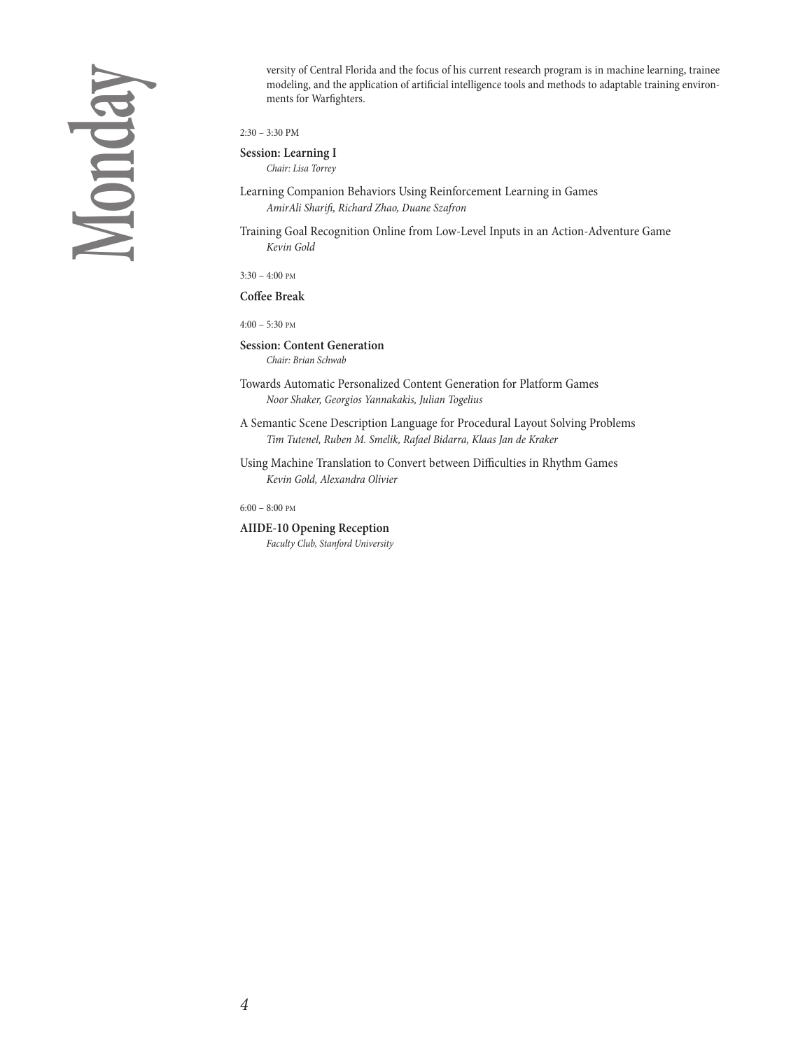# Monday

versity of Central Florida and the focus of his current research program is in machine learning, trainee modeling, and the application of artificial intelligence tools and methods to adaptable training environments for Warfighters.

2:30 – 3:30 PM

**Session: Learning I**
*Chair: Lisa Torrey*

Learning Companion Behaviors Using Reinforcement Learning in Games
*AmirAli Sharifi, Richard Zhao, Duane Szafron*

Training Goal Recognition Online from Low-Level Inputs in an Action-Adventure Game
*Kevin Gold*

3:30 – 4:00 PM

**Coffee Break**

4:00 – 5:30 PM

**Session: Content Generation**
*Chair: Brian Schwab*

Towards Automatic Personalized Content Generation for Platform Games
*Noor Shaker, Georgios Yannakakis, Julian Togelius*

A Semantic Scene Description Language for Procedural Layout Solving Problems
*Tim Tutenel, Ruben M. Smelik, Rafael Bidarra, Klaas Jan de Kraker*

Using Machine Translation to Convert between Difficulties in Rhythm Games
*Kevin Gold, Alexandra Olivier*

6:00 – 8:00 PM

**AIIDE-10 Opening Reception**
*Faculty Club, Stanford University*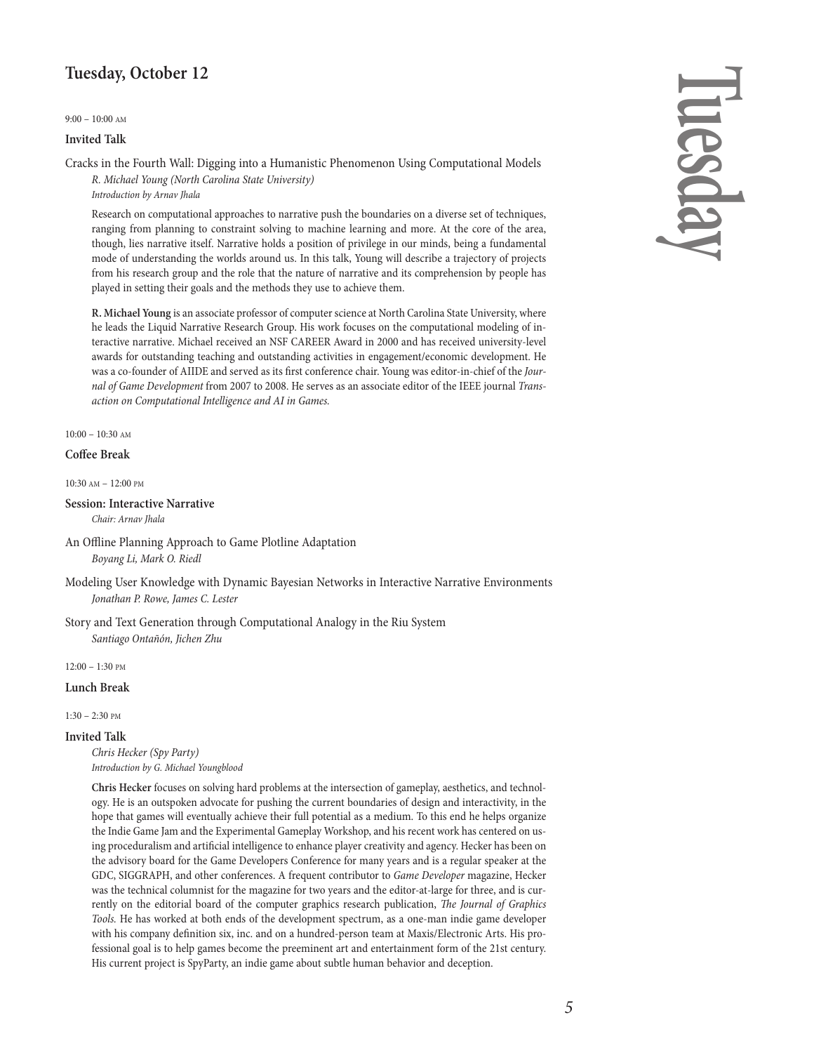## Tuesday, October 12

9:00 – 10:00 AM

**Invited Talk**

Cracks in the Fourth Wall: Digging into a Humanistic Phenomenon Using Computational Models

*R. Michael Young (North Carolina State University)*
*Introduction by Arnav Jhala*

Research on computational approaches to narrative push the boundaries on a diverse set of techniques, ranging from planning to constraint solving to machine learning and more. At the core of the area, though, lies narrative itself. Narrative holds a position of privilege in our minds, being a fundamental mode of understanding the worlds around us. In this talk, Young will describe a trajectory of projects from his research group and the role that the nature of narrative and its comprehension by people has played in setting their goals and the methods they use to achieve them.

**R. Michael Young** is an associate professor of computer science at North Carolina State University, where he leads the Liquid Narrative Research Group. His work focuses on the computational modeling of interactive narrative. Michael received an NSF CAREER Award in 2000 and has received university-level awards for outstanding teaching and outstanding activities in engagement/economic development. He was a co-founder of AIIDE and served as its first conference chair. Young was editor-in-chief of the *Journal of Game Development* from 2007 to 2008. He serves as an associate editor of the IEEE journal *Transaction on Computational Intelligence and AI in Games.*

10:00 – 10:30 AM

**Coffee Break**

10:30 AM – 12:00 PM

**Session: Interactive Narrative**

*Chair: Arnav Jhala*

An Offline Planning Approach to Game Plotline Adaptation
*Boyang Li, Mark O. Riedl*

Modeling User Knowledge with Dynamic Bayesian Networks in Interactive Narrative Environments
*Jonathan P. Rowe, James C. Lester*

Story and Text Generation through Computational Analogy in the Riu System
*Santiago Ontañón, Jichen Zhu*

12:00 – 1:30 PM

**Lunch Break**

1:30 – 2:30 PM

**Invited Talk**

*Chris Hecker (Spy Party)*
*Introduction by G. Michael Youngblood*

**Chris Hecker** focuses on solving hard problems at the intersection of gameplay, aesthetics, and technology. He is an outspoken advocate for pushing the current boundaries of design and interactivity, in the hope that games will eventually achieve their full potential as a medium. To this end he helps organize the Indie Game Jam and the Experimental Gameplay Workshop, and his recent work has centered on using proceduralism and artificial intelligence to enhance player creativity and agency. Hecker has been on the advisory board for the Game Developers Conference for many years and is a regular speaker at the GDC, SIGGRAPH, and other conferences. A frequent contributor to *Game Developer* magazine, Hecker was the technical columnist for the magazine for two years and the editor-at-large for three, and is currently on the editorial board of the computer graphics research publication, *The Journal of Graphics Tools.* He has worked at both ends of the development spectrum, as a one-man indie game developer with his company definition six, inc. and on a hundred-person team at Maxis/Electronic Arts. His professional goal is to help games become the preeminent art and entertainment form of the 21st century. His current project is SpyParty, an indie game about subtle human behavior and deception.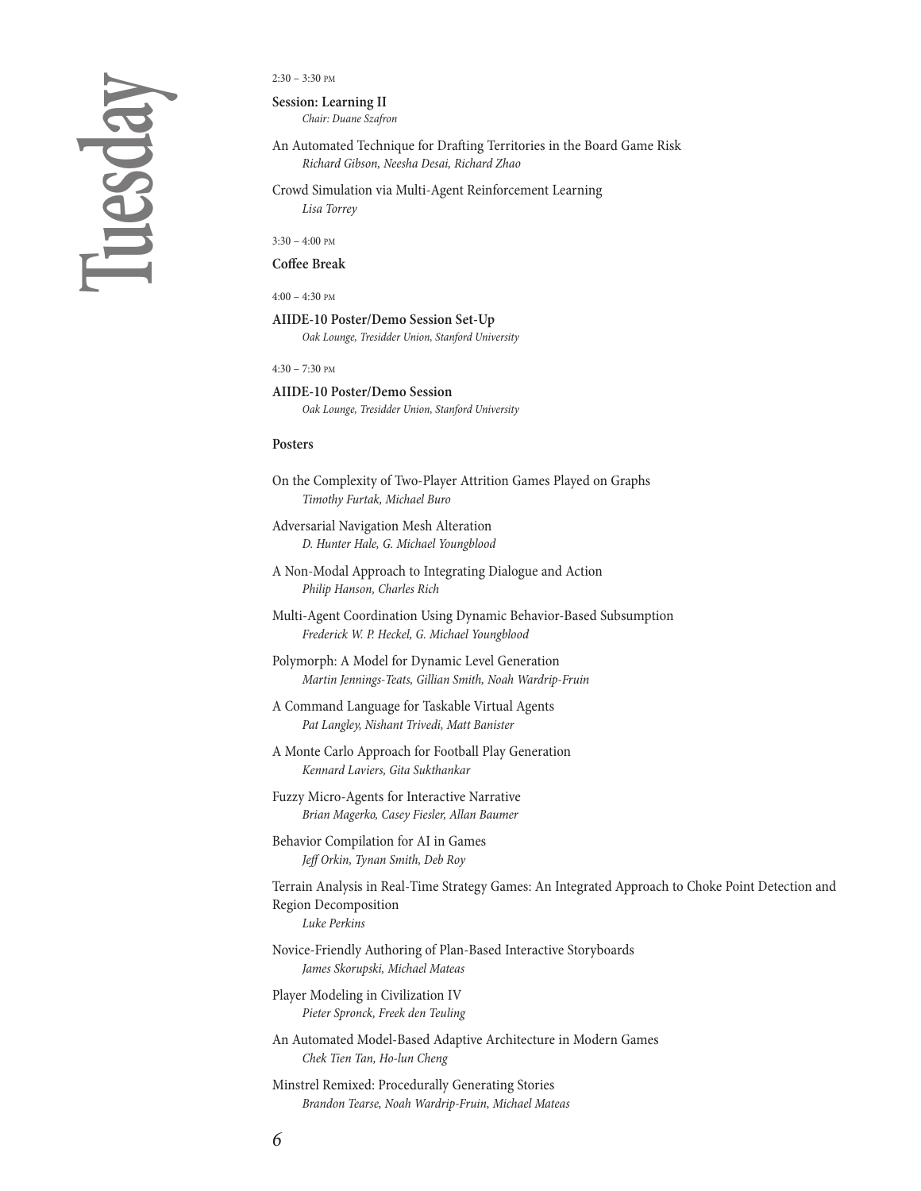# Tuesday

2:30 – 3:30 PM

**Session: Learning II**
*Chair: Duane Szafron*

An Automated Technique for Drafting Territories in the Board Game Risk
*Richard Gibson, Neesha Desai, Richard Zhao*

Crowd Simulation via Multi-Agent Reinforcement Learning
*Lisa Torrey*

3:30 – 4:00 PM

**Coffee Break**

4:00 – 4:30 PM

**AIIDE-10 Poster/Demo Session Set-Up**
*Oak Lounge, Tresidder Union, Stanford University*

4:30 – 7:30 PM

**AIIDE-10 Poster/Demo Session**
*Oak Lounge, Tresidder Union, Stanford University*

**Posters**

On the Complexity of Two-Player Attrition Games Played on Graphs
*Timothy Furtak, Michael Buro*

Adversarial Navigation Mesh Alteration
*D. Hunter Hale, G. Michael Youngblood*

A Non-Modal Approach to Integrating Dialogue and Action
*Philip Hanson, Charles Rich*

Multi-Agent Coordination Using Dynamic Behavior-Based Subsumption
*Frederick W. P. Heckel, G. Michael Youngblood*

Polymorph: A Model for Dynamic Level Generation
*Martin Jennings-Teats, Gillian Smith, Noah Wardrip-Fruin*

A Command Language for Taskable Virtual Agents
*Pat Langley, Nishant Trivedi, Matt Banister*

A Monte Carlo Approach for Football Play Generation
*Kennard Laviers, Gita Sukthankar*

Fuzzy Micro-Agents for Interactive Narrative
*Brian Magerko, Casey Fiesler, Allan Baumer*

Behavior Compilation for AI in Games
*Jeff Orkin, Tynan Smith, Deb Roy*

Terrain Analysis in Real-Time Strategy Games: An Integrated Approach to Choke Point Detection and Region Decomposition
*Luke Perkins*

Novice-Friendly Authoring of Plan-Based Interactive Storyboards
*James Skorupski, Michael Mateas*

Player Modeling in Civilization IV
*Pieter Spronck, Freek den Teuling*

An Automated Model-Based Adaptive Architecture in Modern Games
*Chek Tien Tan, Ho-lun Cheng*

Minstrel Remixed: Procedurally Generating Stories
*Brandon Tearse, Noah Wardrip-Fruin, Michael Mateas*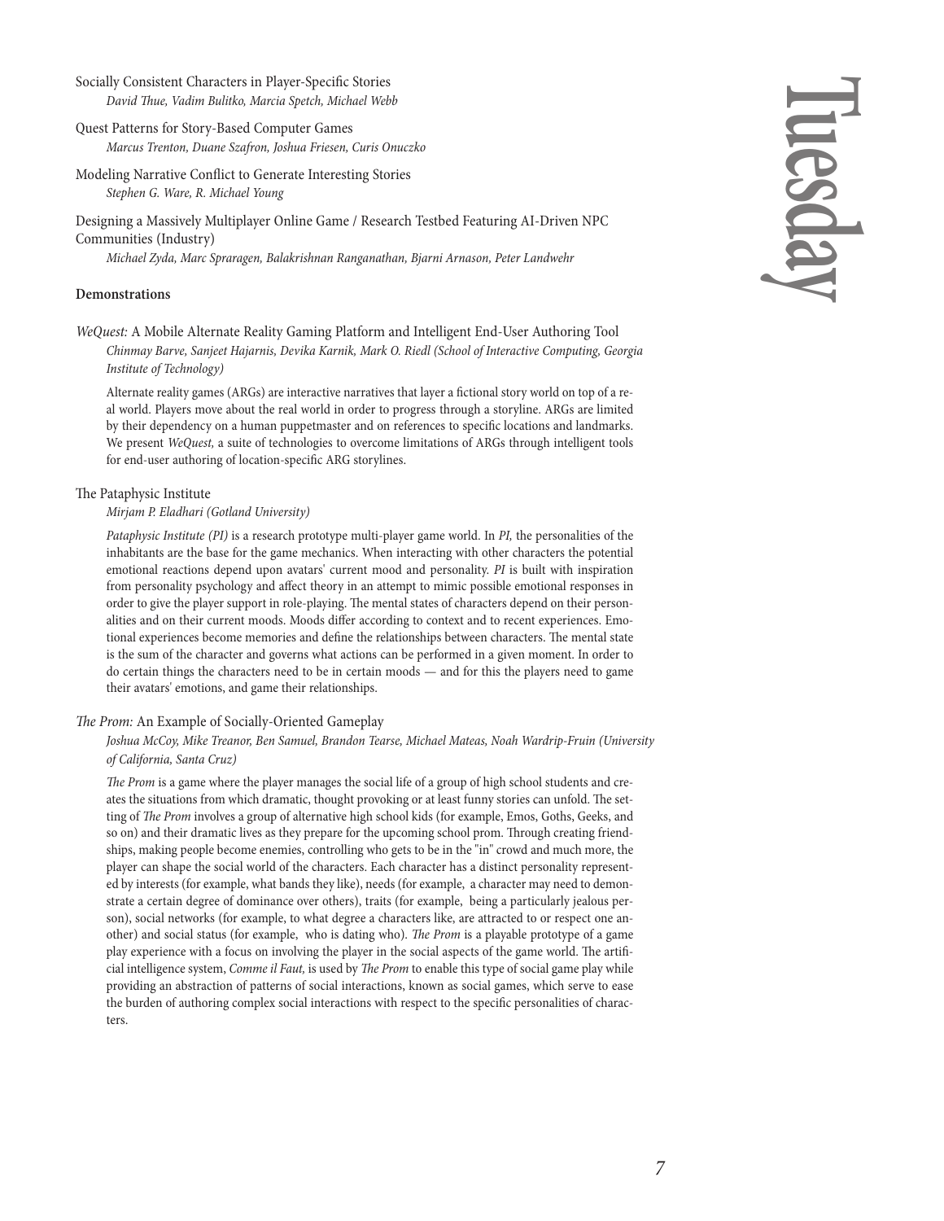Socially Consistent Characters in Player-Specific Stories
*David Thue, Vadim Bulitko, Marcia Spetch, Michael Webb*

Quest Patterns for Story-Based Computer Games
*Marcus Trenton, Duane Szafron, Joshua Friesen, Curis Onuczko*

Modeling Narrative Conflict to Generate Interesting Stories
*Stephen G. Ware, R. Michael Young*

Designing a Massively Multiplayer Online Game / Research Testbed Featuring AI-Driven NPC Communities (Industry)
*Michael Zyda, Marc Spraragen, Balakrishnan Ranganathan, Bjarni Arnason, Peter Landwehr*

**Demonstrations**

*WeQuest:* A Mobile Alternate Reality Gaming Platform and Intelligent End-User Authoring Tool
*Chinmay Barve, Sanjeet Hajarnis, Devika Karnik, Mark O. Riedl (School of Interactive Computing, Georgia Institute of Technology)*

Alternate reality games (ARGs) are interactive narratives that layer a fictional story world on top of a real world. Players move about the real world in order to progress through a storyline. ARGs are limited by their dependency on a human puppetmaster and on references to specific locations and landmarks. We present *WeQuest,* a suite of technologies to overcome limitations of ARGs through intelligent tools for end-user authoring of location-specific ARG storylines.

The Pataphysic Institute
*Mirjam P. Eladhari (Gotland University)*

*Pataphysic Institute (PI)* is a research prototype multi-player game world. In *PI,* the personalities of the inhabitants are the base for the game mechanics. When interacting with other characters the potential emotional reactions depend upon avatars' current mood and personality. *PI* is built with inspiration from personality psychology and affect theory in an attempt to mimic possible emotional responses in order to give the player support in role-playing. The mental states of characters depend on their personalities and on their current moods. Moods differ according to context and to recent experiences. Emotional experiences become memories and define the relationships between characters. The mental state is the sum of the character and governs what actions can be performed in a given moment. In order to do certain things the characters need to be in certain moods — and for this the players need to game their avatars' emotions, and game their relationships.

*The Prom:* An Example of Socially-Oriented Gameplay
*Joshua McCoy, Mike Treanor, Ben Samuel, Brandon Tearse, Michael Mateas, Noah Wardrip-Fruin (University of California, Santa Cruz)*

*The Prom* is a game where the player manages the social life of a group of high school students and creates the situations from which dramatic, thought provoking or at least funny stories can unfold. The setting of *The Prom* involves a group of alternative high school kids (for example, Emos, Goths, Geeks, and so on) and their dramatic lives as they prepare for the upcoming school prom. Through creating friendships, making people become enemies, controlling who gets to be in the "in" crowd and much more, the player can shape the social world of the characters. Each character has a distinct personality represented by interests (for example, what bands they like), needs (for example, a character may need to demonstrate a certain degree of dominance over others), traits (for example, being a particularly jealous person), social networks (for example, to what degree a characters like, are attracted to or respect one another) and social status (for example, who is dating who). *The Prom* is a playable prototype of a game play experience with a focus on involving the player in the social aspects of the game world. The artificial intelligence system, *Comme il Faut,* is used by *The Prom* to enable this type of social game play while providing an abstraction of patterns of social interactions, known as social games, which serve to ease the burden of authoring complex social interactions with respect to the specific personalities of characters.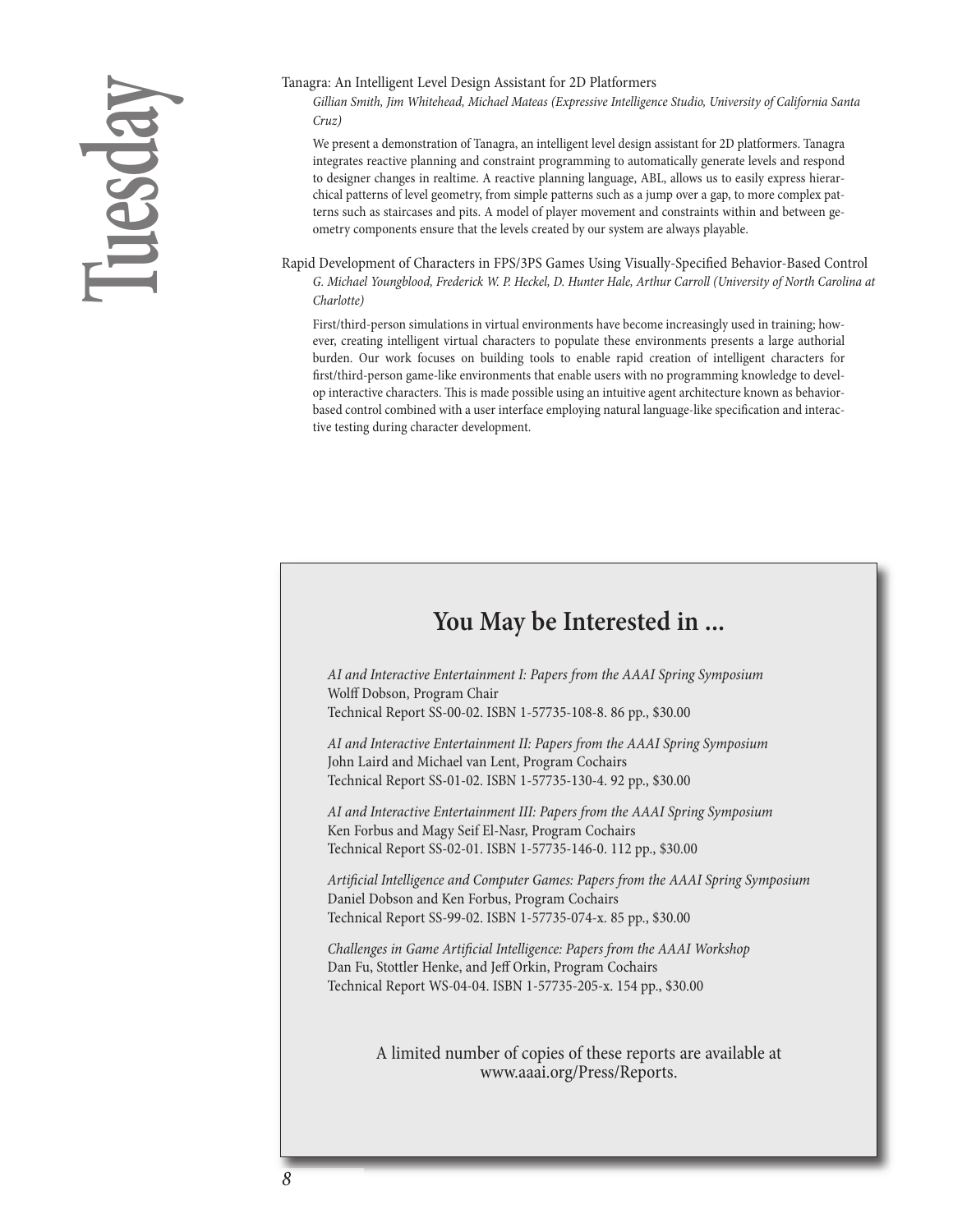Tanagra: An Intelligent Level Design Assistant for 2D Platformers

*Gillian Smith, Jim Whitehead, Michael Mateas (Expressive Intelligence Studio, University of California Santa Cruz)*

We present a demonstration of Tanagra, an intelligent level design assistant for 2D platformers. Tanagra integrates reactive planning and constraint programming to automatically generate levels and respond to designer changes in realtime. A reactive planning language, ABL, allows us to easily express hierarchical patterns of level geometry, from simple patterns such as a jump over a gap, to more complex patterns such as staircases and pits. A model of player movement and constraints within and between geometry components ensure that the levels created by our system are always playable.

Rapid Development of Characters in FPS/3PS Games Using Visually-Specified Behavior-Based Control

*G. Michael Youngblood, Frederick W. P. Heckel, D. Hunter Hale, Arthur Carroll (University of North Carolina at Charlotte)*

First/third-person simulations in virtual environments have become increasingly used in training; however, creating intelligent virtual characters to populate these environments presents a large authorial burden. Our work focuses on building tools to enable rapid creation of intelligent characters for first/third-person game-like environments that enable users with no programming knowledge to develop interactive characters. This is made possible using an intuitive agent architecture known as behavior-based control combined with a user interface employing natural language-like specification and interactive testing during character development.

## You May be Interested in ...

*AI and Interactive Entertainment I: Papers from the AAAI Spring Symposium*
Wolff Dobson, Program Chair
Technical Report SS-00-02. ISBN 1-57735-108-8. 86 pp., $30.00

*AI and Interactive Entertainment II: Papers from the AAAI Spring Symposium*
John Laird and Michael van Lent, Program Cochairs
Technical Report SS-01-02. ISBN 1-57735-130-4. 92 pp., $30.00

*AI and Interactive Entertainment III: Papers from the AAAI Spring Symposium*
Ken Forbus and Magy Seif El-Nasr, Program Cochairs
Technical Report SS-02-01. ISBN 1-57735-146-0. 112 pp., $30.00

*Artificial Intelligence and Computer Games: Papers from the AAAI Spring Symposium*
Daniel Dobson and Ken Forbus, Program Cochairs
Technical Report SS-99-02. ISBN 1-57735-074-x. 85 pp., $30.00

*Challenges in Game Artificial Intelligence: Papers from the AAAI Workshop*
Dan Fu, Stottler Henke, and Jeff Orkin, Program Cochairs
Technical Report WS-04-04. ISBN 1-57735-205-x. 154 pp., $30.00

A limited number of copies of these reports are available at www.aaai.org/Press/Reports.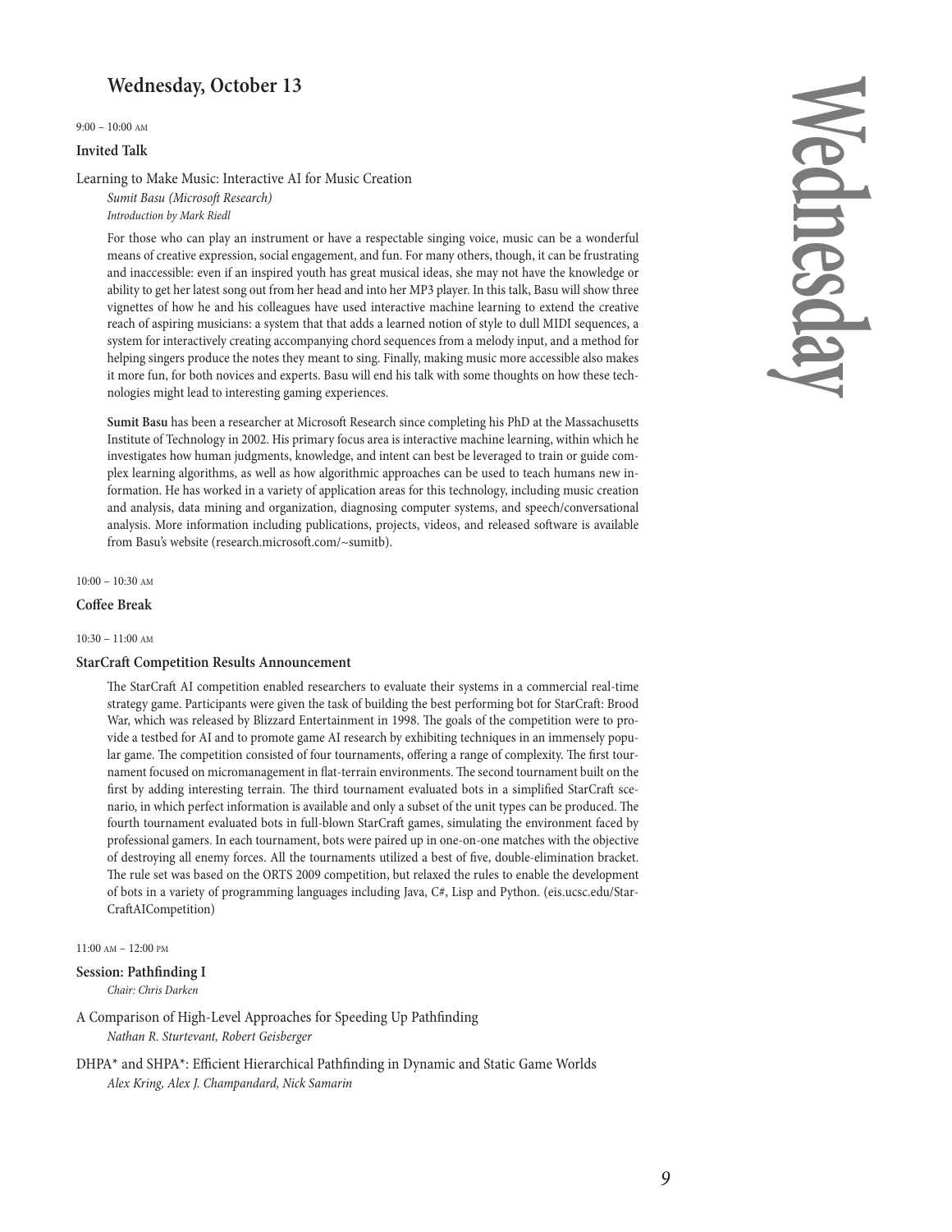## Wednesday, October 13

9:00 – 10:00 AM

**Invited Talk**

Learning to Make Music: Interactive AI for Music Creation

*Sumit Basu (Microsoft Research)*

*Introduction by Mark Riedl*

For those who can play an instrument or have a respectable singing voice, music can be a wonderful means of creative expression, social engagement, and fun. For many others, though, it can be frustrating and inaccessible: even if an inspired youth has great musical ideas, she may not have the knowledge or ability to get her latest song out from her head and into her MP3 player. In this talk, Basu will show three vignettes of how he and his colleagues have used interactive machine learning to extend the creative reach of aspiring musicians: a system that that adds a learned notion of style to dull MIDI sequences, a system for interactively creating accompanying chord sequences from a melody input, and a method for helping singers produce the notes they meant to sing. Finally, making music more accessible also makes it more fun, for both novices and experts. Basu will end his talk with some thoughts on how these technologies might lead to interesting gaming experiences.

**Sumit Basu** has been a researcher at Microsoft Research since completing his PhD at the Massachusetts Institute of Technology in 2002. His primary focus area is interactive machine learning, within which he investigates how human judgments, knowledge, and intent can best be leveraged to train or guide complex learning algorithms, as well as how algorithmic approaches can be used to teach humans new information. He has worked in a variety of application areas for this technology, including music creation and analysis, data mining and organization, diagnosing computer systems, and speech/conversational analysis. More information including publications, projects, videos, and released software is available from Basu's website (research.microsoft.com/~sumitb).

10:00 – 10:30 AM

**Coffee Break**

10:30 – 11:00 AM

**StarCraft Competition Results Announcement**

The StarCraft AI competition enabled researchers to evaluate their systems in a commercial real-time strategy game. Participants were given the task of building the best performing bot for StarCraft: Brood War, which was released by Blizzard Entertainment in 1998. The goals of the competition were to provide a testbed for AI and to promote game AI research by exhibiting techniques in an immensely popular game. The competition consisted of four tournaments, offering a range of complexity. The first tournament focused on micromanagement in flat-terrain environments. The second tournament built on the first by adding interesting terrain. The third tournament evaluated bots in a simplified StarCraft scenario, in which perfect information is available and only a subset of the unit types can be produced. The fourth tournament evaluated bots in full-blown StarCraft games, simulating the environment faced by professional gamers. In each tournament, bots were paired up in one-on-one matches with the objective of destroying all enemy forces. All the tournaments utilized a best of five, double-elimination bracket. The rule set was based on the ORTS 2009 competition, but relaxed the rules to enable the development of bots in a variety of programming languages including Java, C#, Lisp and Python. (eis.ucsc.edu/StarCraftAICompetition)

11:00 AM – 12:00 PM

**Session: Pathfinding I**

*Chair: Chris Darken*

A Comparison of High-Level Approaches for Speeding Up Pathfinding

*Nathan R. Sturtevant, Robert Geisberger*

DHPA* and SHPA*: Efficient Hierarchical Pathfinding in Dynamic and Static Game Worlds

*Alex Kring, Alex J. Champandard, Nick Samarin*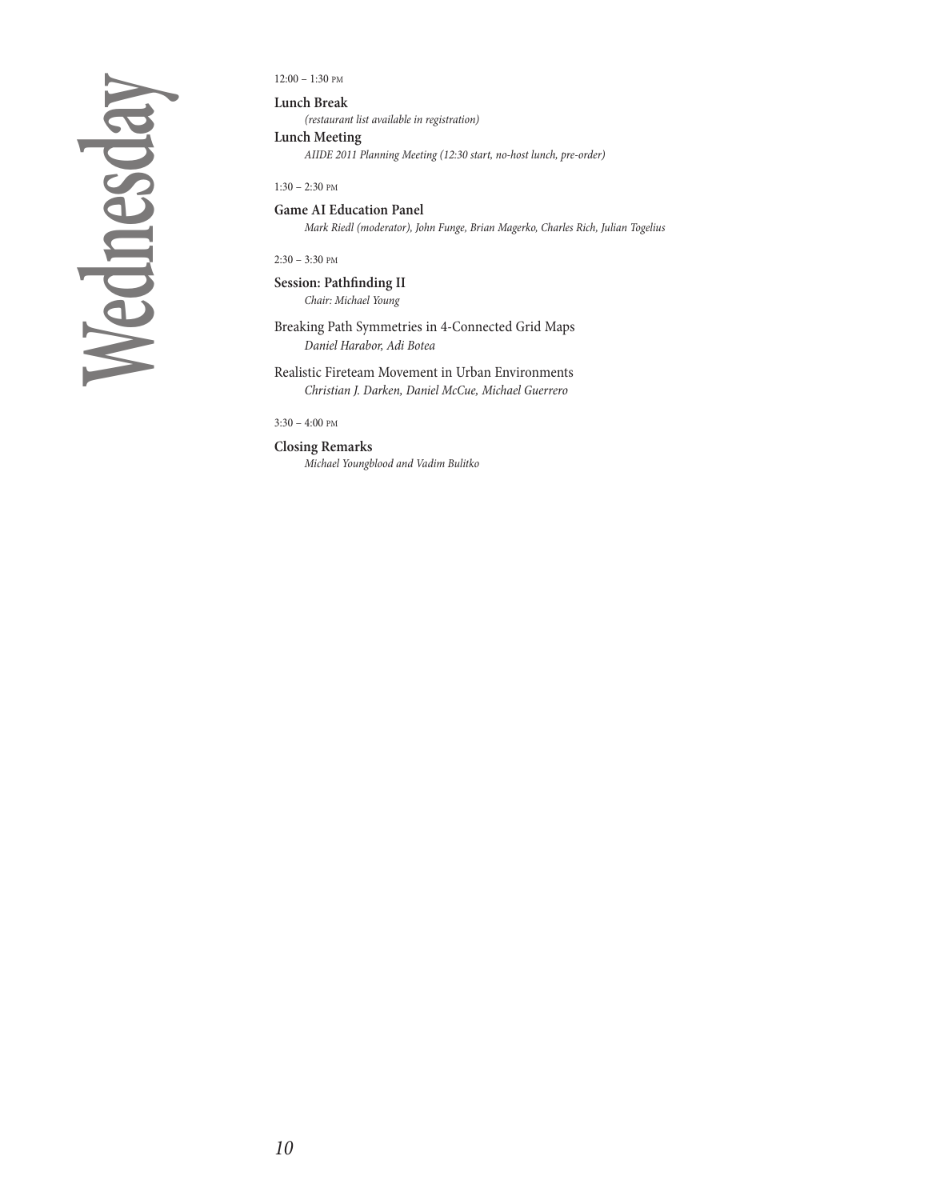# Wednesday

12:00 – 1:30 PM

**Lunch Break**

*(restaurant list available in registration)*

**Lunch Meeting**

*AIIDE 2011 Planning Meeting (12:30 start, no-host lunch, pre-order)*

1:30 – 2:30 PM

**Game AI Education Panel**

*Mark Riedl (moderator), John Funge, Brian Magerko, Charles Rich, Julian Togelius*

2:30 – 3:30 PM

**Session: Pathfinding II**

*Chair: Michael Young*

Breaking Path Symmetries in 4-Connected Grid Maps

*Daniel Harabor, Adi Botea*

Realistic Fireteam Movement in Urban Environments

*Christian J. Darken, Daniel McCue, Michael Guerrero*

3:30 – 4:00 PM

**Closing Remarks**

*Michael Youngblood and Vadim Bulitko*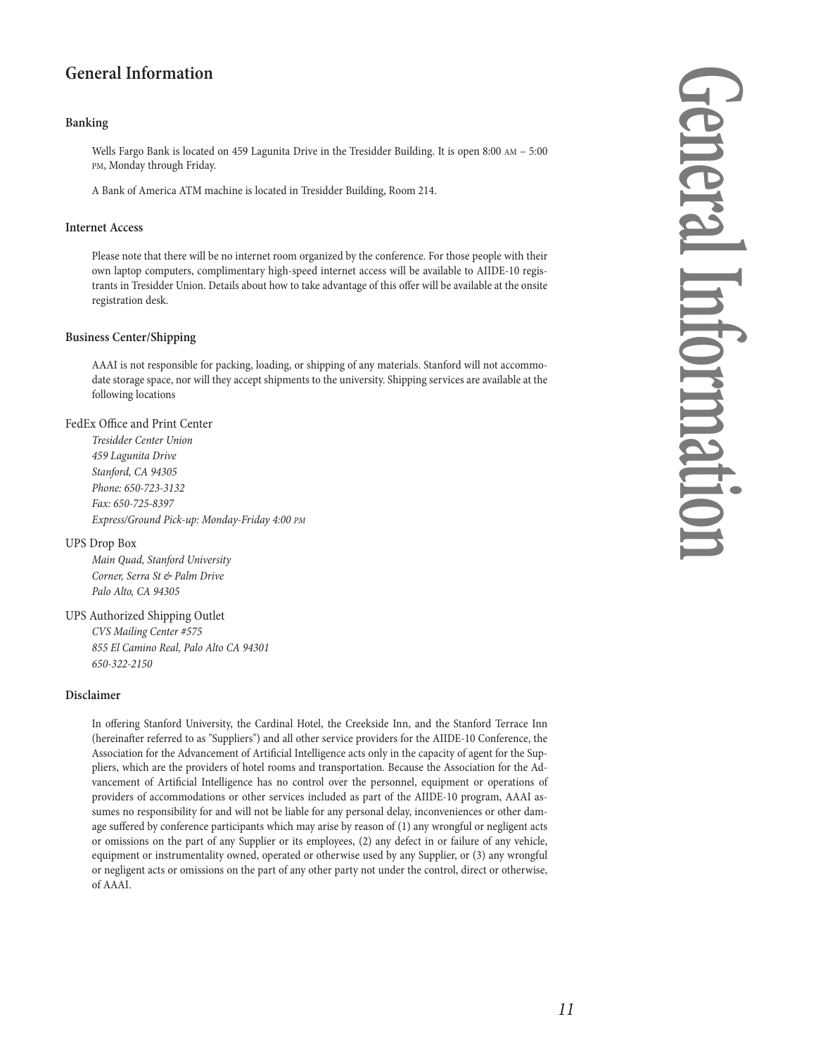## General Information

### Banking

Wells Fargo Bank is located on 459 Lagunita Drive in the Tresidder Building. It is open 8:00 AM – 5:00 PM, Monday through Friday.

A Bank of America ATM machine is located in Tresidder Building, Room 214.

### Internet Access

Please note that there will be no internet room organized by the conference. For those people with their own laptop computers, complimentary high-speed internet access will be available to AIIDE-10 registrants in Tresidder Union. Details about how to take advantage of this offer will be available at the onsite registration desk.

### Business Center/Shipping

AAAI is not responsible for packing, loading, or shipping of any materials. Stanford will not accommodate storage space, nor will they accept shipments to the university. Shipping services are available at the following locations

FedEx Office and Print Center

*Tresidder Center Union*
*459 Lagunita Drive*
*Stanford, CA 94305*
*Phone: 650-723-3132*
*Fax: 650-725-8397*
*Express/Ground Pick-up: Monday-Friday 4:00 PM*

UPS Drop Box

*Main Quad, Stanford University*
*Corner, Serra St & Palm Drive*
*Palo Alto, CA 94305*

UPS Authorized Shipping Outlet

*CVS Mailing Center #575*
*855 El Camino Real, Palo Alto CA 94301*
*650-322-2150*

### Disclaimer

In offering Stanford University, the Cardinal Hotel, the Creekside Inn, and the Stanford Terrace Inn (hereinafter referred to as "Suppliers") and all other service providers for the AIIDE-10 Conference, the Association for the Advancement of Artificial Intelligence acts only in the capacity of agent for the Suppliers, which are the providers of hotel rooms and transportation. Because the Association for the Advancement of Artificial Intelligence has no control over the personnel, equipment or operations of providers of accommodations or other services included as part of the AIIDE-10 program, AAAI assumes no responsibility for and will not be liable for any personal delay, inconveniences or other damage suffered by conference participants which may arise by reason of (1) any wrongful or negligent acts or omissions on the part of any Supplier or its employees, (2) any defect in or failure of any vehicle, equipment or instrumentality owned, operated or otherwise used by any Supplier, or (3) any wrongful or negligent acts or omissions on the part of any other party not under the control, direct or otherwise, of AAAI.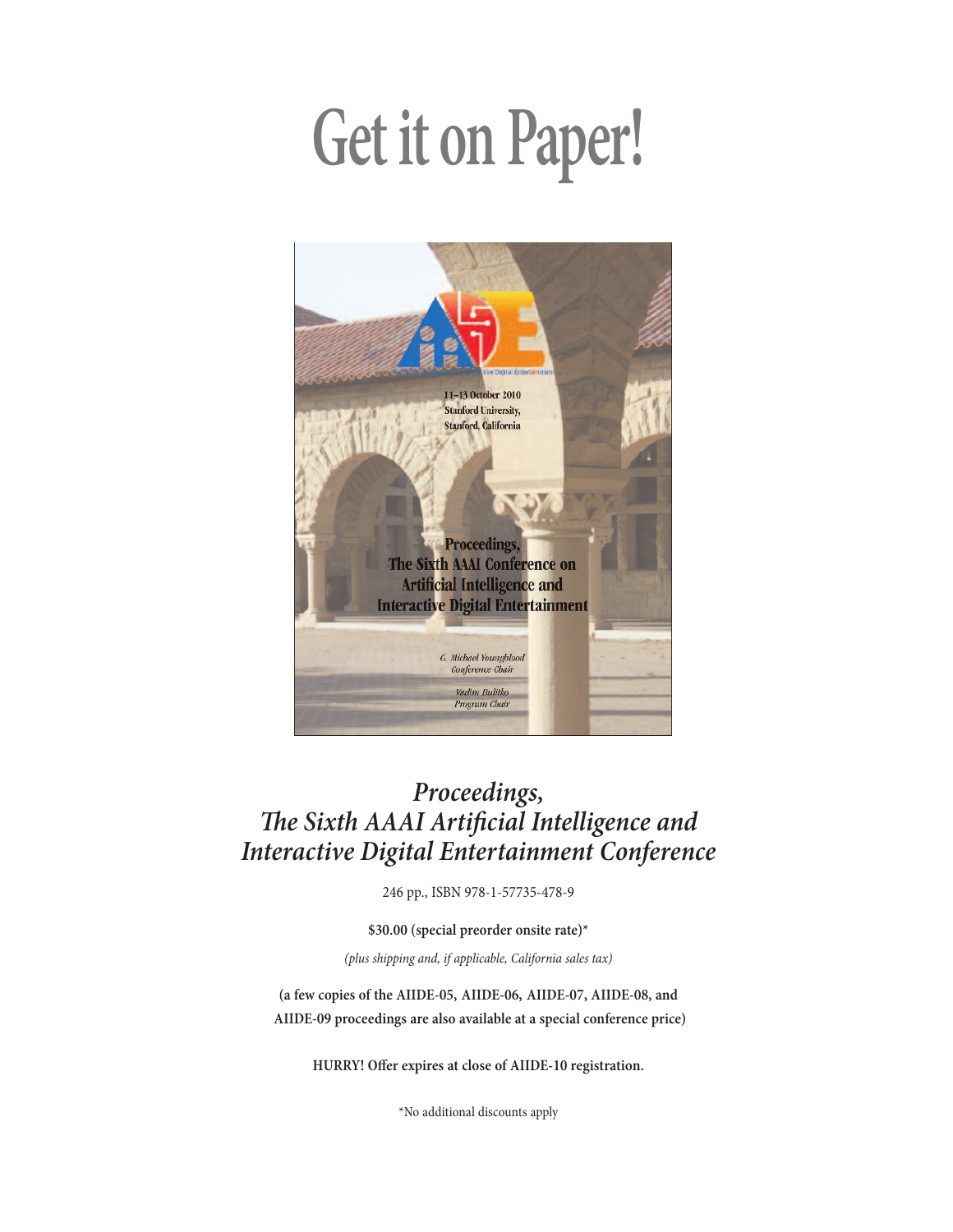# Get it on Paper!

*Proceedings,*
*The Sixth AAAI Artificial Intelligence and Interactive Digital Entertainment Conference*

246 pp., ISBN 978-1-57735-478-9

**$30.00 (special preorder onsite rate)***

*(plus shipping and, if applicable, California sales tax)*

**(a few copies of the AIIDE-05, AIIDE-06, AIIDE-07, AIIDE-08, and AIIDE-09 proceedings are also available at a special conference price)**

**HURRY! Offer expires at close of AIIDE-10 registration.**

*No additional discounts apply